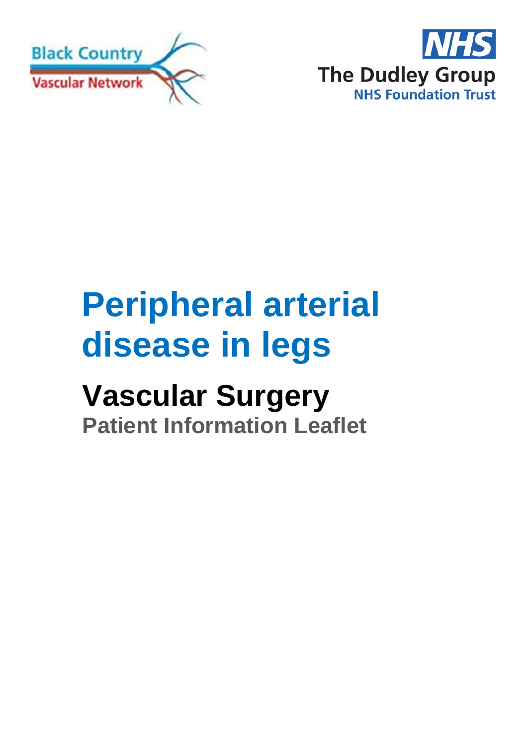Black Country Vascular Network

The Dudley Group NHS Foundation Trust

# Peripheral arterial disease in legs

## Vascular Surgery

### Patient Information Leaflet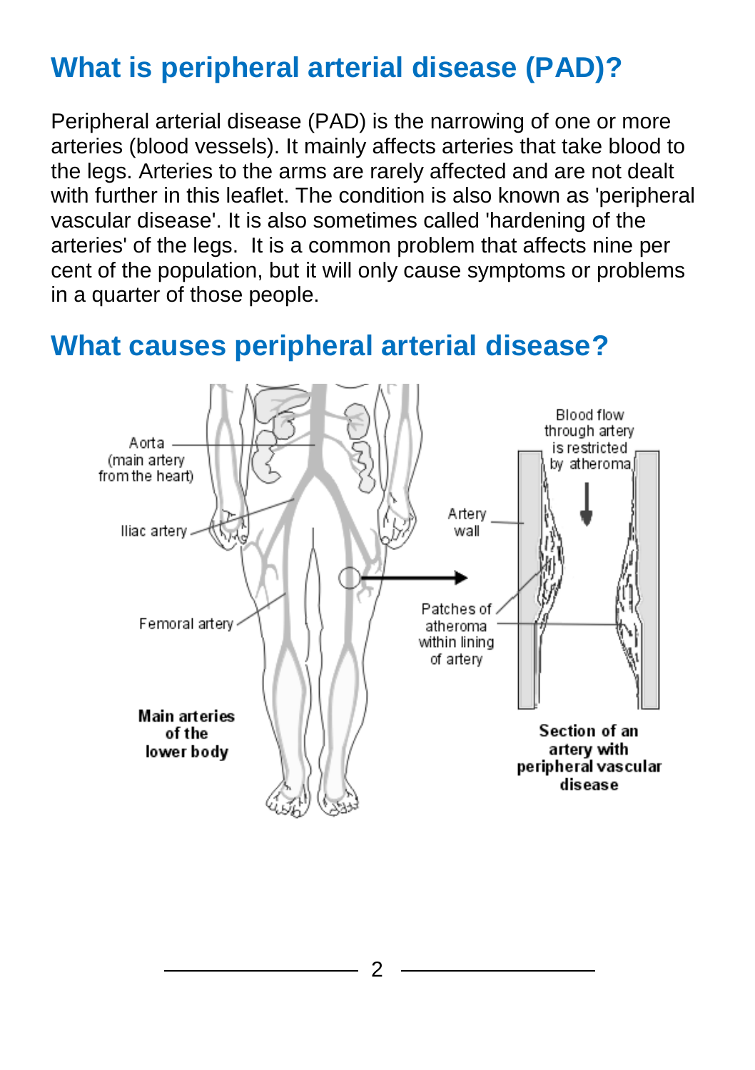## What is peripheral arterial disease (PAD)?

Peripheral arterial disease (PAD) is the narrowing of one or more arteries (blood vessels). It mainly affects arteries that take blood to the legs. Arteries to the arms are rarely affected and are not dealt with further in this leaflet. The condition is also known as 'peripheral vascular disease'. It is also sometimes called 'hardening of the arteries' of the legs. It is a common problem that affects nine per cent of the population, but it will only cause symptoms or problems in a quarter of those people.

## What causes peripheral arterial disease?

Aorta (main artery from the heart)

Iliac artery

Femoral artery

**Main arteries of the lower body**

Blood flow through artery is restricted by atheroma

Artery wall

Patches of atheroma within lining of artery

**Section of an artery with peripheral vascular disease**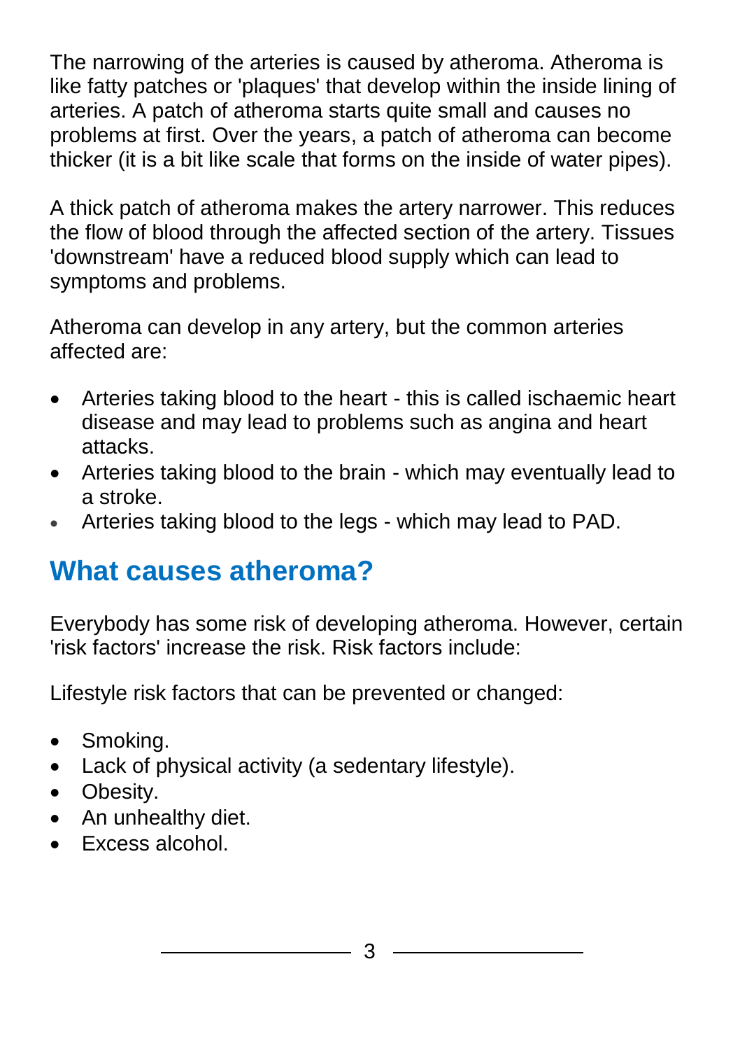The narrowing of the arteries is caused by atheroma. Atheroma is like fatty patches or 'plaques' that develop within the inside lining of arteries. A patch of atheroma starts quite small and causes no problems at first. Over the years, a patch of atheroma can become thicker (it is a bit like scale that forms on the inside of water pipes).

A thick patch of atheroma makes the artery narrower. This reduces the flow of blood through the affected section of the artery. Tissues 'downstream' have a reduced blood supply which can lead to symptoms and problems.

Atheroma can develop in any artery, but the common arteries affected are:

- Arteries taking blood to the heart - this is called ischaemic heart disease and may lead to problems such as angina and heart attacks.
- Arteries taking blood to the brain - which may eventually lead to a stroke.
- Arteries taking blood to the legs - which may lead to PAD.

## What causes atheroma?

Everybody has some risk of developing atheroma. However, certain 'risk factors' increase the risk. Risk factors include:

Lifestyle risk factors that can be prevented or changed:

- Smoking.
- Lack of physical activity (a sedentary lifestyle).
- Obesity.
- An unhealthy diet.
- Excess alcohol.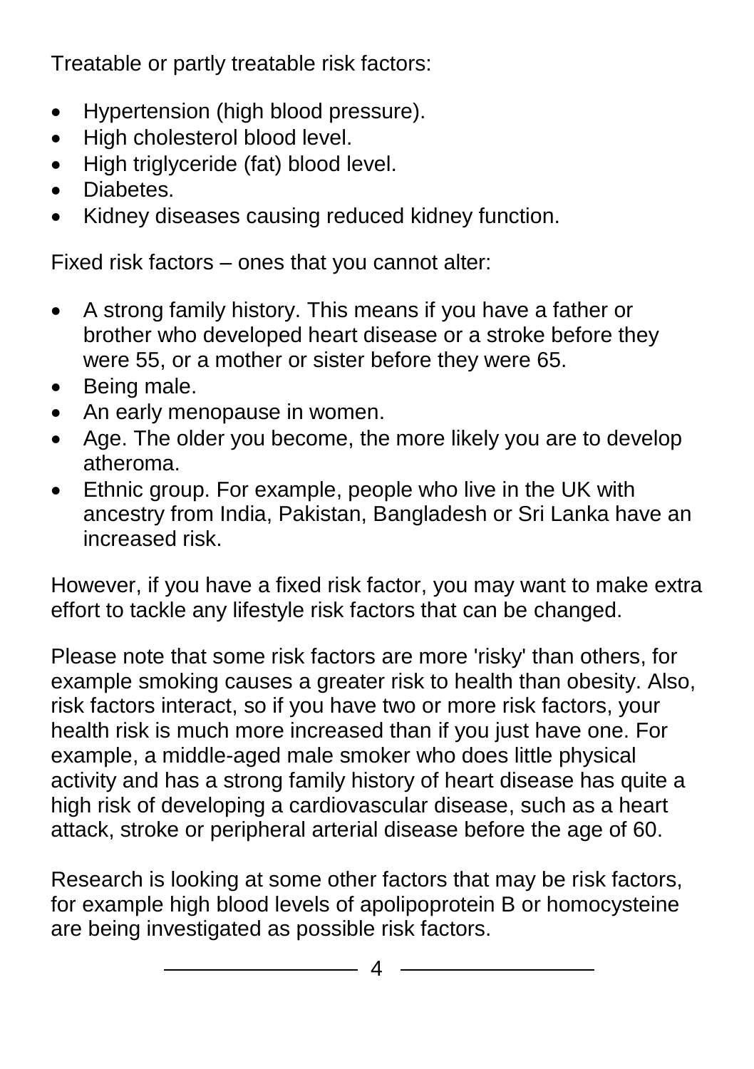Treatable or partly treatable risk factors:

- Hypertension (high blood pressure).
- High cholesterol blood level.
- High triglyceride (fat) blood level.
- Diabetes.
- Kidney diseases causing reduced kidney function.

Fixed risk factors – ones that you cannot alter:

- A strong family history. This means if you have a father or brother who developed heart disease or a stroke before they were 55, or a mother or sister before they were 65.
- Being male.
- An early menopause in women.
- Age. The older you become, the more likely you are to develop atheroma.
- Ethnic group. For example, people who live in the UK with ancestry from India, Pakistan, Bangladesh or Sri Lanka have an increased risk.

However, if you have a fixed risk factor, you may want to make extra effort to tackle any lifestyle risk factors that can be changed.

Please note that some risk factors are more 'risky' than others, for example smoking causes a greater risk to health than obesity. Also, risk factors interact, so if you have two or more risk factors, your health risk is much more increased than if you just have one. For example, a middle-aged male smoker who does little physical activity and has a strong family history of heart disease has quite a high risk of developing a cardiovascular disease, such as a heart attack, stroke or peripheral arterial disease before the age of 60.

Research is looking at some other factors that may be risk factors, for example high blood levels of apolipoprotein B or homocysteine are being investigated as possible risk factors.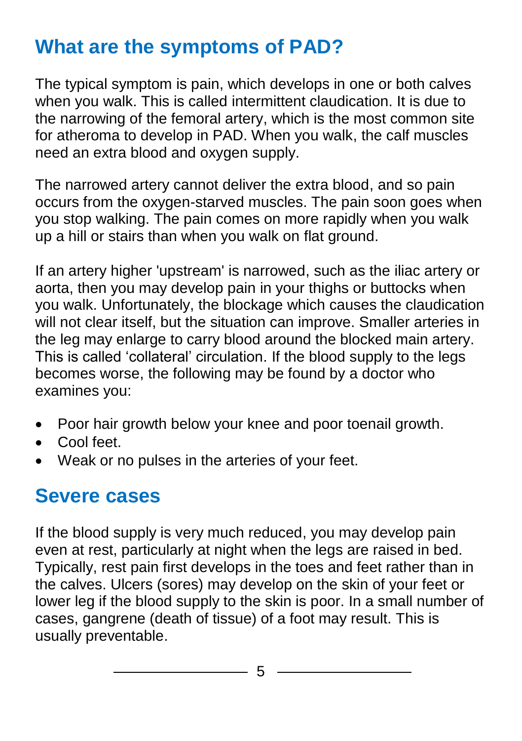## What are the symptoms of PAD?

The typical symptom is pain, which develops in one or both calves when you walk. This is called intermittent claudication. It is due to the narrowing of the femoral artery, which is the most common site for atheroma to develop in PAD. When you walk, the calf muscles need an extra blood and oxygen supply.

The narrowed artery cannot deliver the extra blood, and so pain occurs from the oxygen-starved muscles. The pain soon goes when you stop walking. The pain comes on more rapidly when you walk up a hill or stairs than when you walk on flat ground.

If an artery higher 'upstream' is narrowed, such as the iliac artery or aorta, then you may develop pain in your thighs or buttocks when you walk. Unfortunately, the blockage which causes the claudication will not clear itself, but the situation can improve. Smaller arteries in the leg may enlarge to carry blood around the blocked main artery. This is called 'collateral' circulation. If the blood supply to the legs becomes worse, the following may be found by a doctor who examines you:

- Poor hair growth below your knee and poor toenail growth.
- Cool feet.
- Weak or no pulses in the arteries of your feet.

## Severe cases

If the blood supply is very much reduced, you may develop pain even at rest, particularly at night when the legs are raised in bed. Typically, rest pain first develops in the toes and feet rather than in the calves. Ulcers (sores) may develop on the skin of your feet or lower leg if the blood supply to the skin is poor. In a small number of cases, gangrene (death of tissue) of a foot may result. This is usually preventable.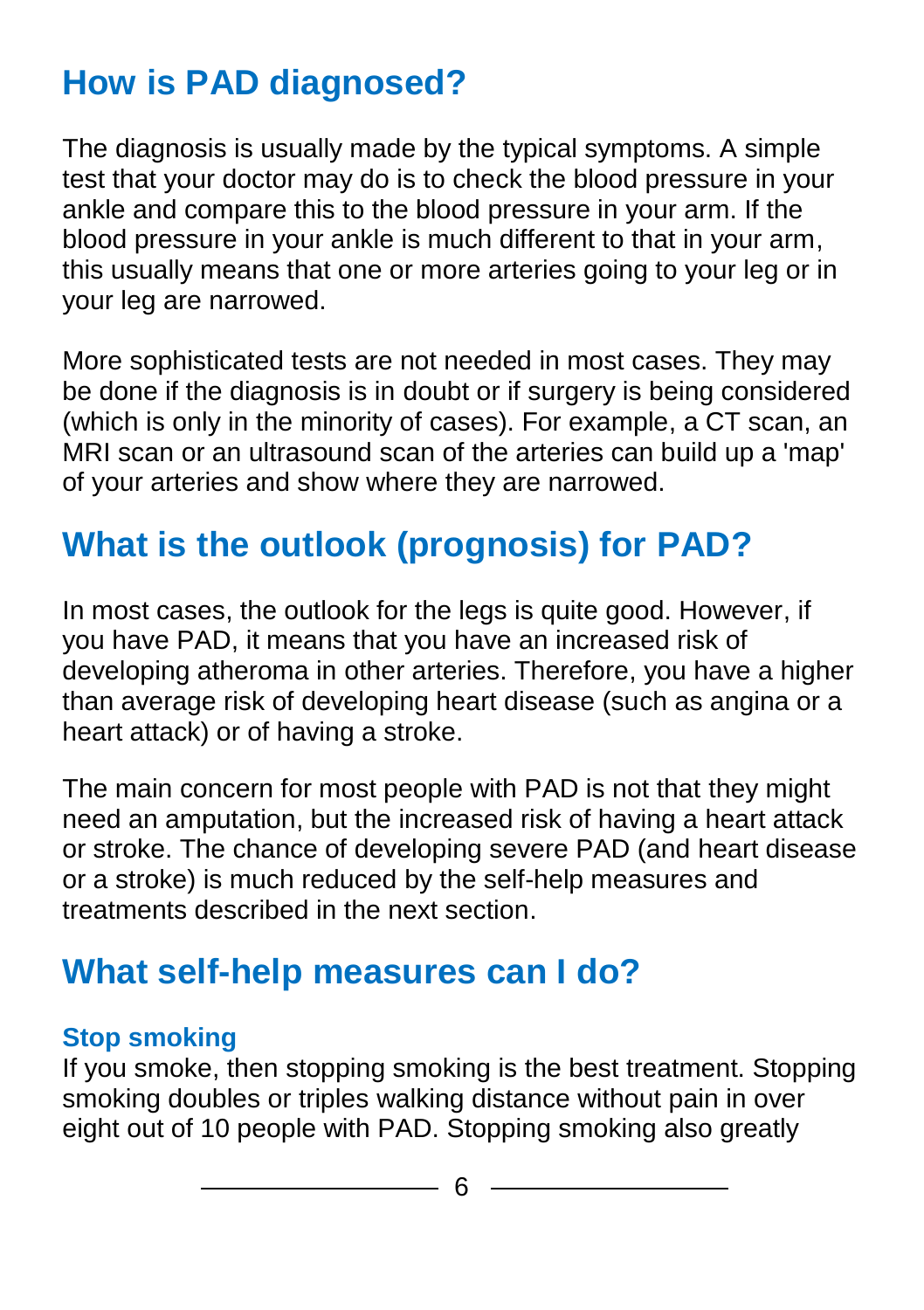## How is PAD diagnosed?

The diagnosis is usually made by the typical symptoms. A simple test that your doctor may do is to check the blood pressure in your ankle and compare this to the blood pressure in your arm. If the blood pressure in your ankle is much different to that in your arm, this usually means that one or more arteries going to your leg or in your leg are narrowed.

More sophisticated tests are not needed in most cases. They may be done if the diagnosis is in doubt or if surgery is being considered (which is only in the minority of cases). For example, a CT scan, an MRI scan or an ultrasound scan of the arteries can build up a 'map' of your arteries and show where they are narrowed.

## What is the outlook (prognosis) for PAD?

In most cases, the outlook for the legs is quite good. However, if you have PAD, it means that you have an increased risk of developing atheroma in other arteries. Therefore, you have a higher than average risk of developing heart disease (such as angina or a heart attack) or of having a stroke.

The main concern for most people with PAD is not that they might need an amputation, but the increased risk of having a heart attack or stroke. The chance of developing severe PAD (and heart disease or a stroke) is much reduced by the self-help measures and treatments described in the next section.

## What self-help measures can I do?

### Stop smoking

If you smoke, then stopping smoking is the best treatment. Stopping smoking doubles or triples walking distance without pain in over eight out of 10 people with PAD. Stopping smoking also greatly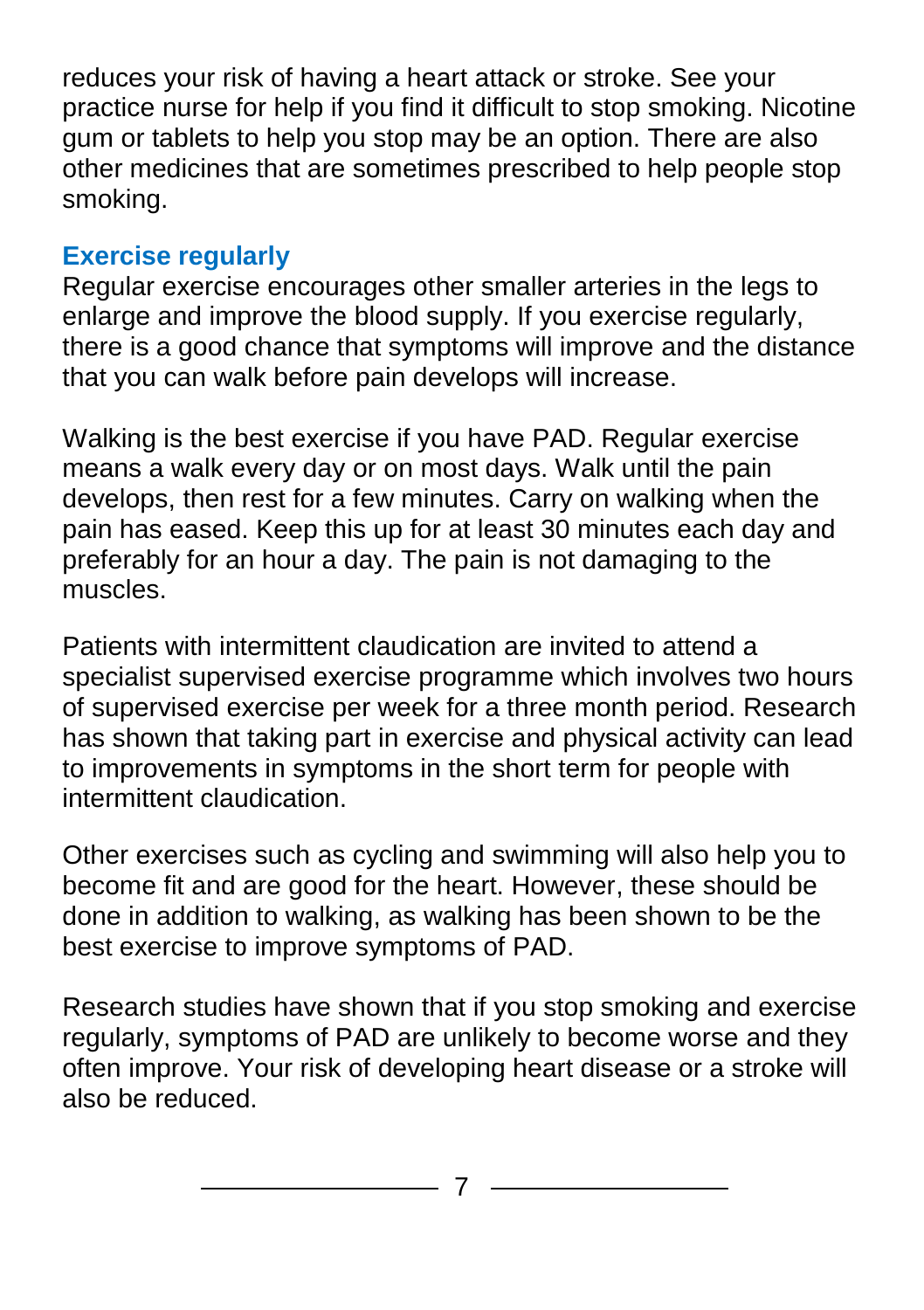reduces your risk of having a heart attack or stroke. See your practice nurse for help if you find it difficult to stop smoking. Nicotine gum or tablets to help you stop may be an option. There are also other medicines that are sometimes prescribed to help people stop smoking.

### Exercise regularly

Regular exercise encourages other smaller arteries in the legs to enlarge and improve the blood supply. If you exercise regularly, there is a good chance that symptoms will improve and the distance that you can walk before pain develops will increase.

Walking is the best exercise if you have PAD. Regular exercise means a walk every day or on most days. Walk until the pain develops, then rest for a few minutes. Carry on walking when the pain has eased. Keep this up for at least 30 minutes each day and preferably for an hour a day. The pain is not damaging to the muscles.

Patients with intermittent claudication are invited to attend a specialist supervised exercise programme which involves two hours of supervised exercise per week for a three month period. Research has shown that taking part in exercise and physical activity can lead to improvements in symptoms in the short term for people with intermittent claudication.

Other exercises such as cycling and swimming will also help you to become fit and are good for the heart. However, these should be done in addition to walking, as walking has been shown to be the best exercise to improve symptoms of PAD.

Research studies have shown that if you stop smoking and exercise regularly, symptoms of PAD are unlikely to become worse and they often improve. Your risk of developing heart disease or a stroke will also be reduced.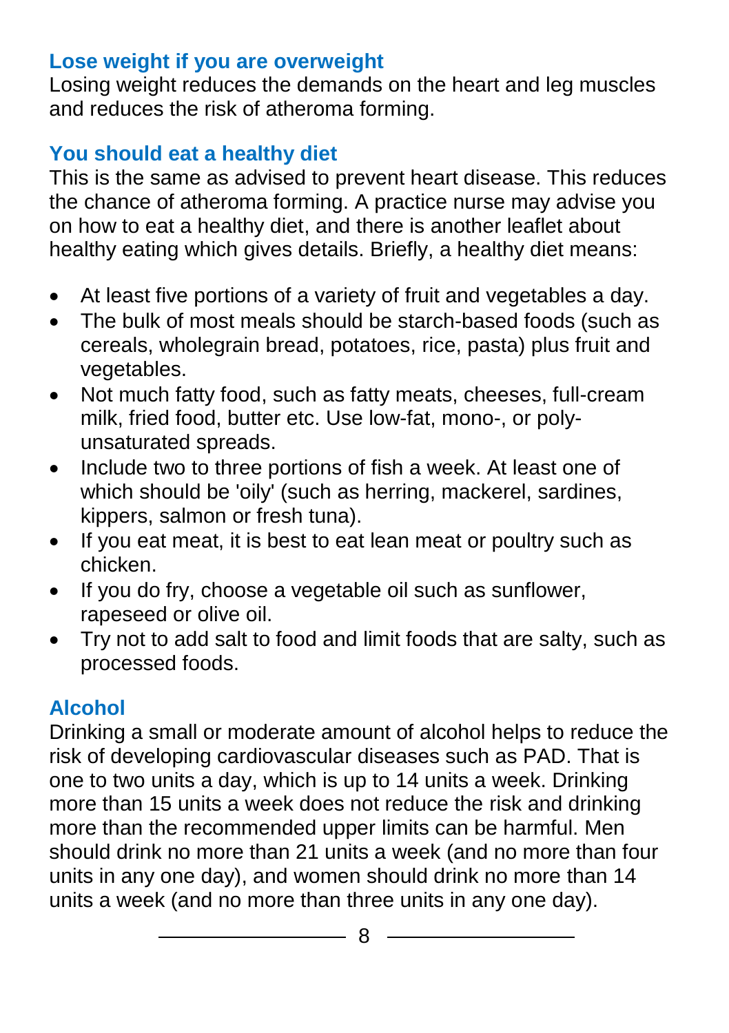### Lose weight if you are overweight

Losing weight reduces the demands on the heart and leg muscles and reduces the risk of atheroma forming.

### You should eat a healthy diet

This is the same as advised to prevent heart disease. This reduces the chance of atheroma forming. A practice nurse may advise you on how to eat a healthy diet, and there is another leaflet about healthy eating which gives details. Briefly, a healthy diet means:

- At least five portions of a variety of fruit and vegetables a day.
- The bulk of most meals should be starch-based foods (such as cereals, wholegrain bread, potatoes, rice, pasta) plus fruit and vegetables.
- Not much fatty food, such as fatty meats, cheeses, full-cream milk, fried food, butter etc. Use low-fat, mono-, or poly-unsaturated spreads.
- Include two to three portions of fish a week. At least one of which should be 'oily' (such as herring, mackerel, sardines, kippers, salmon or fresh tuna).
- If you eat meat, it is best to eat lean meat or poultry such as chicken.
- If you do fry, choose a vegetable oil such as sunflower, rapeseed or olive oil.
- Try not to add salt to food and limit foods that are salty, such as processed foods.

### Alcohol

Drinking a small or moderate amount of alcohol helps to reduce the risk of developing cardiovascular diseases such as PAD. That is one to two units a day, which is up to 14 units a week. Drinking more than 15 units a week does not reduce the risk and drinking more than the recommended upper limits can be harmful. Men should drink no more than 21 units a week (and no more than four units in any one day), and women should drink no more than 14 units a week (and no more than three units in any one day).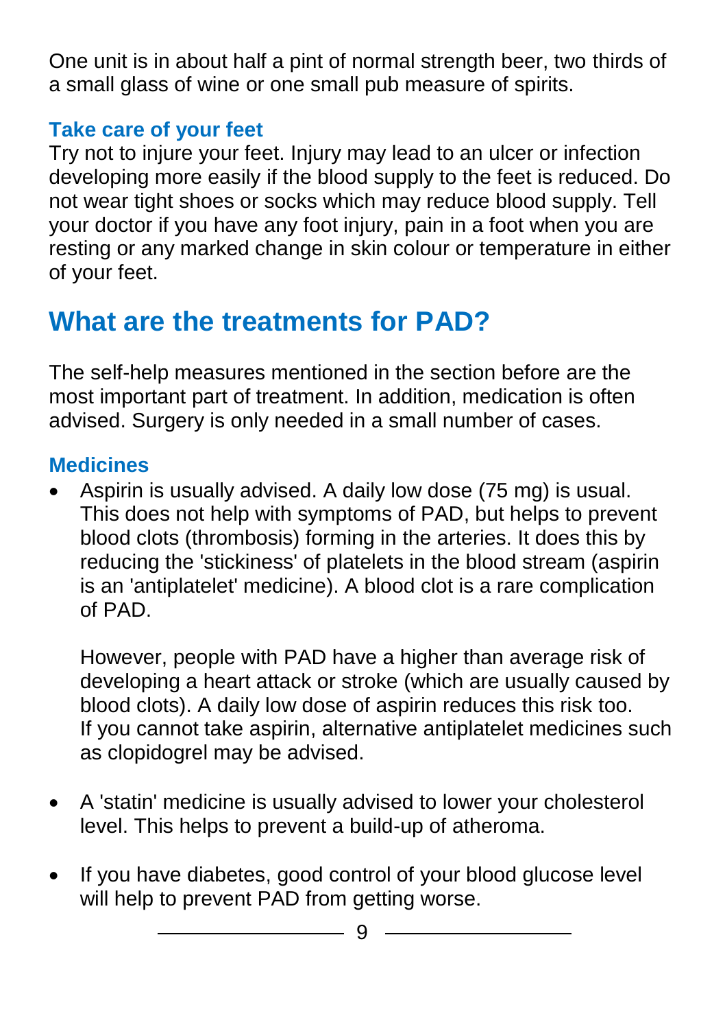One unit is in about half a pint of normal strength beer, two thirds of a small glass of wine or one small pub measure of spirits.

### Take care of your feet

Try not to injure your feet. Injury may lead to an ulcer or infection developing more easily if the blood supply to the feet is reduced. Do not wear tight shoes or socks which may reduce blood supply. Tell your doctor if you have any foot injury, pain in a foot when you are resting or any marked change in skin colour or temperature in either of your feet.

## What are the treatments for PAD?

The self-help measures mentioned in the section before are the most important part of treatment. In addition, medication is often advised. Surgery is only needed in a small number of cases.

### Medicines

- Aspirin is usually advised. A daily low dose (75 mg) is usual. This does not help with symptoms of PAD, but helps to prevent blood clots (thrombosis) forming in the arteries. It does this by reducing the 'stickiness' of platelets in the blood stream (aspirin is an 'antiplatelet' medicine). A blood clot is a rare complication of PAD.

  However, people with PAD have a higher than average risk of developing a heart attack or stroke (which are usually caused by blood clots). A daily low dose of aspirin reduces this risk too. If you cannot take aspirin, alternative antiplatelet medicines such as clopidogrel may be advised.

- A 'statin' medicine is usually advised to lower your cholesterol level. This helps to prevent a build-up of atheroma.

- If you have diabetes, good control of your blood glucose level will help to prevent PAD from getting worse.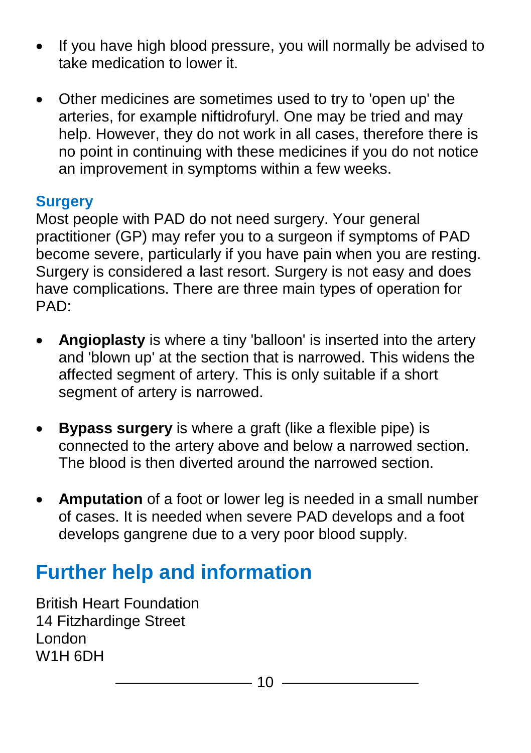- If you have high blood pressure, you will normally be advised to take medication to lower it.

- Other medicines are sometimes used to try to 'open up' the arteries, for example niftidrofuryl. One may be tried and may help. However, they do not work in all cases, therefore there is no point in continuing with these medicines if you do not notice an improvement in symptoms within a few weeks.

### Surgery

Most people with PAD do not need surgery. Your general practitioner (GP) may refer you to a surgeon if symptoms of PAD become severe, particularly if you have pain when you are resting. Surgery is considered a last resort. Surgery is not easy and does have complications. There are three main types of operation for PAD:

- **Angioplasty** is where a tiny 'balloon' is inserted into the artery and 'blown up' at the section that is narrowed. This widens the affected segment of artery. This is only suitable if a short segment of artery is narrowed.

- **Bypass surgery** is where a graft (like a flexible pipe) is connected to the artery above and below a narrowed section. The blood is then diverted around the narrowed section.

- **Amputation** of a foot or lower leg is needed in a small number of cases. It is needed when severe PAD develops and a foot develops gangrene due to a very poor blood supply.

## Further help and information

British Heart Foundation
14 Fitzhardinge Street
London
W1H 6DH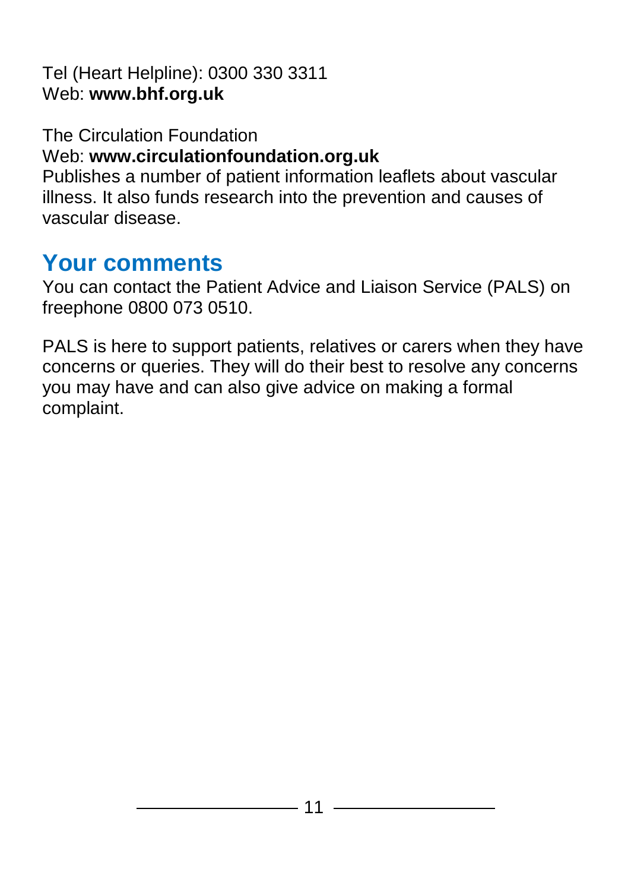Tel (Heart Helpline): 0300 330 3311
Web: **www.bhf.org.uk**

The Circulation Foundation
Web: **www.circulationfoundation.org.uk**
Publishes a number of patient information leaflets about vascular illness. It also funds research into the prevention and causes of vascular disease.

## Your comments

You can contact the Patient Advice and Liaison Service (PALS) on freephone 0800 073 0510.

PALS is here to support patients, relatives or carers when they have concerns or queries. They will do their best to resolve any concerns you may have and can also give advice on making a formal complaint.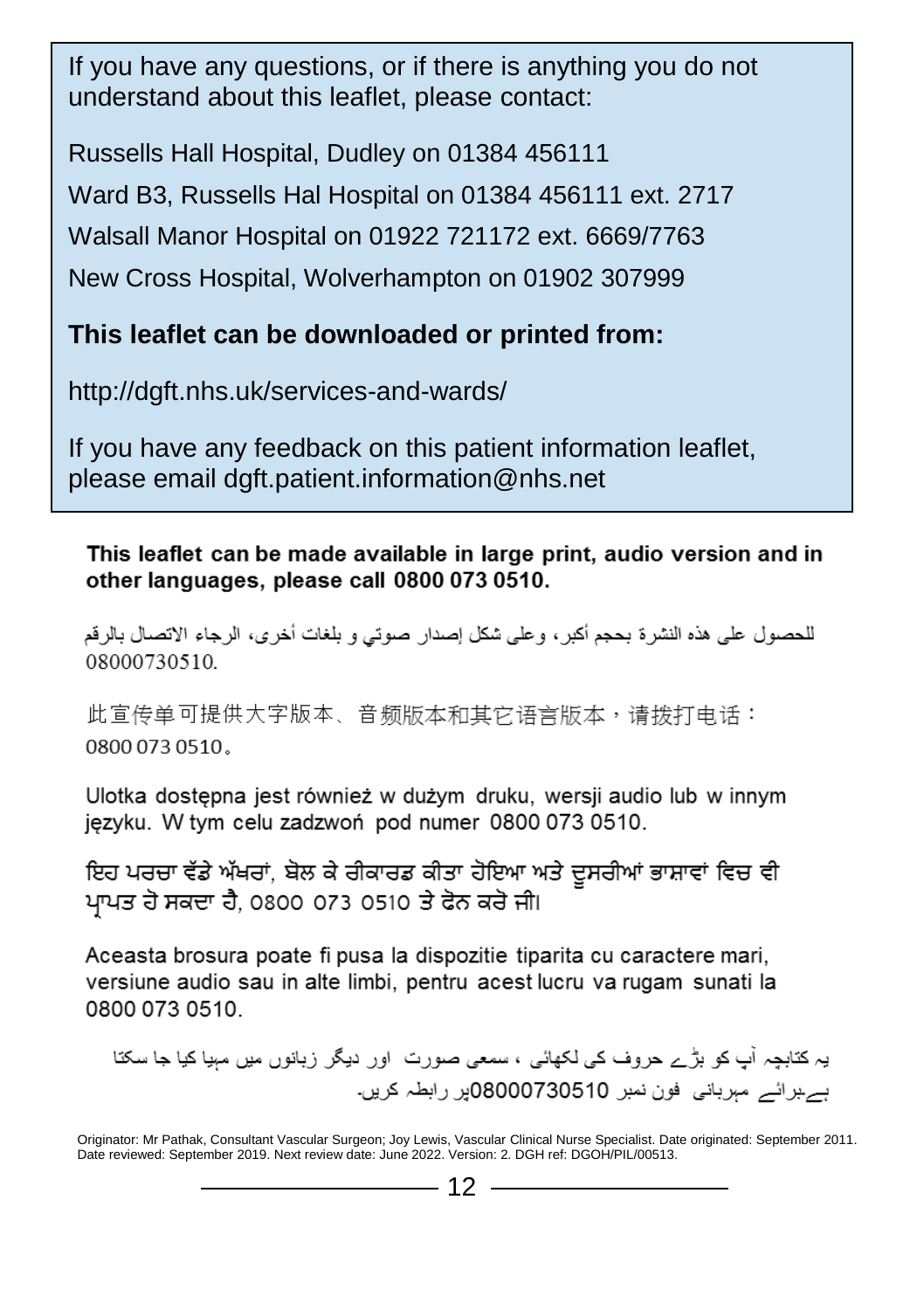If you have any questions, or if there is anything you do not understand about this leaflet, please contact:

Russells Hall Hospital, Dudley on 01384 456111

Ward B3, Russells Hal Hospital on 01384 456111 ext. 2717

Walsall Manor Hospital on 01922 721172 ext. 6669/7763

New Cross Hospital, Wolverhampton on 01902 307999

**This leaflet can be downloaded or printed from:**

http://dgft.nhs.uk/services-and-wards/

If you have any feedback on this patient information leaflet, please email dgft.patient.information@nhs.net

**This leaflet can be made available in large print, audio version and in other languages, please call 0800 073 0510.**

للحصول على هذه النشرة بحجم أكبر، وعلى شكل إصدار صوتي و بلغات أخرى، الرجاء الاتصال بالرقم 08000730510.

此宣传单可提供大字版本、音频版本和其它语言版本，请拨打电话：0800 073 0510。

Ulotka dostępna jest również w dużym druku, wersji audio lub w innym języku. W tym celu zadzwoń pod numer 0800 073 0510.

ਇਹ ਪਰਚਾ ਵੱਡੇ ਅੱਖਰਾਂ, ਬੋਲ ਕੇ ਰੀਕਾਰਡ ਕੀਤਾ ਹੋਇਆ ਅਤੇ ਦੂਸਰੀਆਂ ਭਾਸ਼ਾਵਾਂ ਵਿਚ ਵੀ ਪ੍ਰਾਪਤ ਹੋ ਸਕਦਾ ਹੈ, 0800 073 0510 ਤੇ ਫੋਨ ਕਰੋ ਜੀ।

Aceasta brosura poate fi pusa la dispozitie tiparita cu caractere mari, versiune audio sau in alte limbi, pentru acest lucru va rugam sunati la 0800 073 0510.

یہ کتابچہ آپ کو بڑے حروف کی لکھائی ، سمعی صورت اور دیگر زبانوں میں مہیا کیا جا سکتا ہے۔برائے مہربانی فون نمبر 08000730510پر رابطہ کریں۔

Originator: Mr Pathak, Consultant Vascular Surgeon; Joy Lewis, Vascular Clinical Nurse Specialist. Date originated: September 2011. Date reviewed: September 2019. Next review date: June 2022. Version: 2. DGH ref: DGOH/PIL/00513.